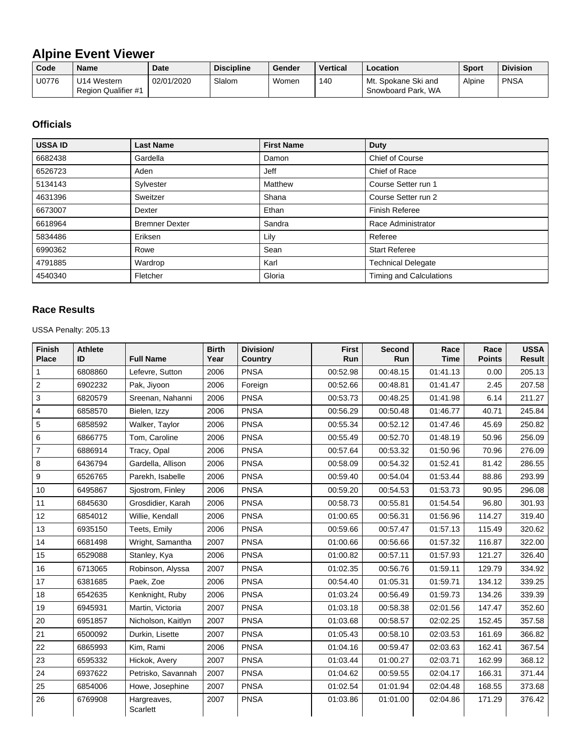# Alpine Event Viewer

| Code | Name | Date | Discipline | Gender | Vertical | Location | Sport | Division |
|---|---|---|---|---|---|---|---|---|
| U0776 | U14 Western Region Qualifier #1 | 02/01/2020 | Slalom | Women | 140 | Mt. Spokane Ski and Snowboard Park, WA | Alpine | PNSA |

## Officials

| USSA ID | Last Name | First Name | Duty |
|---|---|---|---|
| 6682438 | Gardella | Damon | Chief of Course |
| 6526723 | Aden | Jeff | Chief of Race |
| 5134143 | Sylvester | Matthew | Course Setter run 1 |
| 4631396 | Sweitzer | Shana | Course Setter run 2 |
| 6673007 | Dexter | Ethan | Finish Referee |
| 6618964 | Bremner Dexter | Sandra | Race Administrator |
| 5834486 | Eriksen | Lily | Referee |
| 6990362 | Rowe | Sean | Start Referee |
| 4791885 | Wardrop | Karl | Technical Delegate |
| 4540340 | Fletcher | Gloria | Timing and Calculations |

## Race Results

USSA Penalty: 205.13

| Finish Place | Athlete ID | Full Name | Birth Year | Division/ Country | First Run | Second Run | Race Time | Race Points | USSA Result |
|---|---|---|---|---|---|---|---|---|---|
| 1 | 6808860 | Lefevre, Sutton | 2006 | PNSA | 00:52.98 | 00:48.15 | 01:41.13 | 0.00 | 205.13 |
| 2 | 6902232 | Pak, Jiyoon | 2006 | Foreign | 00:52.66 | 00:48.81 | 01:41.47 | 2.45 | 207.58 |
| 3 | 6820579 | Sreenan, Nahanni | 2006 | PNSA | 00:53.73 | 00:48.25 | 01:41.98 | 6.14 | 211.27 |
| 4 | 6858570 | Bielen, Izzy | 2006 | PNSA | 00:56.29 | 00:50.48 | 01:46.77 | 40.71 | 245.84 |
| 5 | 6858592 | Walker, Taylor | 2006 | PNSA | 00:55.34 | 00:52.12 | 01:47.46 | 45.69 | 250.82 |
| 6 | 6866775 | Tom, Caroline | 2006 | PNSA | 00:55.49 | 00:52.70 | 01:48.19 | 50.96 | 256.09 |
| 7 | 6886914 | Tracy, Opal | 2006 | PNSA | 00:57.64 | 00:53.32 | 01:50.96 | 70.96 | 276.09 |
| 8 | 6436794 | Gardella, Allison | 2006 | PNSA | 00:58.09 | 00:54.32 | 01:52.41 | 81.42 | 286.55 |
| 9 | 6526765 | Parekh, Isabelle | 2006 | PNSA | 00:59.40 | 00:54.04 | 01:53.44 | 88.86 | 293.99 |
| 10 | 6495867 | Sjostrom, Finley | 2006 | PNSA | 00:59.20 | 00:54.53 | 01:53.73 | 90.95 | 296.08 |
| 11 | 6845630 | Grosdidier, Karah | 2006 | PNSA | 00:58.73 | 00:55.81 | 01:54.54 | 96.80 | 301.93 |
| 12 | 6854012 | Willie, Kendall | 2006 | PNSA | 01:00.65 | 00:56.31 | 01:56.96 | 114.27 | 319.40 |
| 13 | 6935150 | Teets, Emily | 2006 | PNSA | 00:59.66 | 00:57.47 | 01:57.13 | 115.49 | 320.62 |
| 14 | 6681498 | Wright, Samantha | 2007 | PNSA | 01:00.66 | 00:56.66 | 01:57.32 | 116.87 | 322.00 |
| 15 | 6529088 | Stanley, Kya | 2006 | PNSA | 01:00.82 | 00:57.11 | 01:57.93 | 121.27 | 326.40 |
| 16 | 6713065 | Robinson, Alyssa | 2007 | PNSA | 01:02.35 | 00:56.76 | 01:59.11 | 129.79 | 334.92 |
| 17 | 6381685 | Paek, Zoe | 2006 | PNSA | 00:54.40 | 01:05.31 | 01:59.71 | 134.12 | 339.25 |
| 18 | 6542635 | Kenknight, Ruby | 2006 | PNSA | 01:03.24 | 00:56.49 | 01:59.73 | 134.26 | 339.39 |
| 19 | 6945931 | Martin, Victoria | 2007 | PNSA | 01:03.18 | 00:58.38 | 02:01.56 | 147.47 | 352.60 |
| 20 | 6951857 | Nicholson, Kaitlyn | 2007 | PNSA | 01:03.68 | 00:58.57 | 02:02.25 | 152.45 | 357.58 |
| 21 | 6500092 | Durkin, Lisette | 2007 | PNSA | 01:05.43 | 00:58.10 | 02:03.53 | 161.69 | 366.82 |
| 22 | 6865993 | Kim, Rami | 2006 | PNSA | 01:04.16 | 00:59.47 | 02:03.63 | 162.41 | 367.54 |
| 23 | 6595332 | Hickok, Avery | 2007 | PNSA | 01:03.44 | 01:00.27 | 02:03.71 | 162.99 | 368.12 |
| 24 | 6937622 | Petrisko, Savannah | 2007 | PNSA | 01:04.62 | 00:59.55 | 02:04.17 | 166.31 | 371.44 |
| 25 | 6854006 | Howe, Josephine | 2007 | PNSA | 01:02.54 | 01:01.94 | 02:04.48 | 168.55 | 373.68 |
| 26 | 6769908 | Hargreaves, Scarlett | 2007 | PNSA | 01:03.86 | 01:01.00 | 02:04.86 | 171.29 | 376.42 |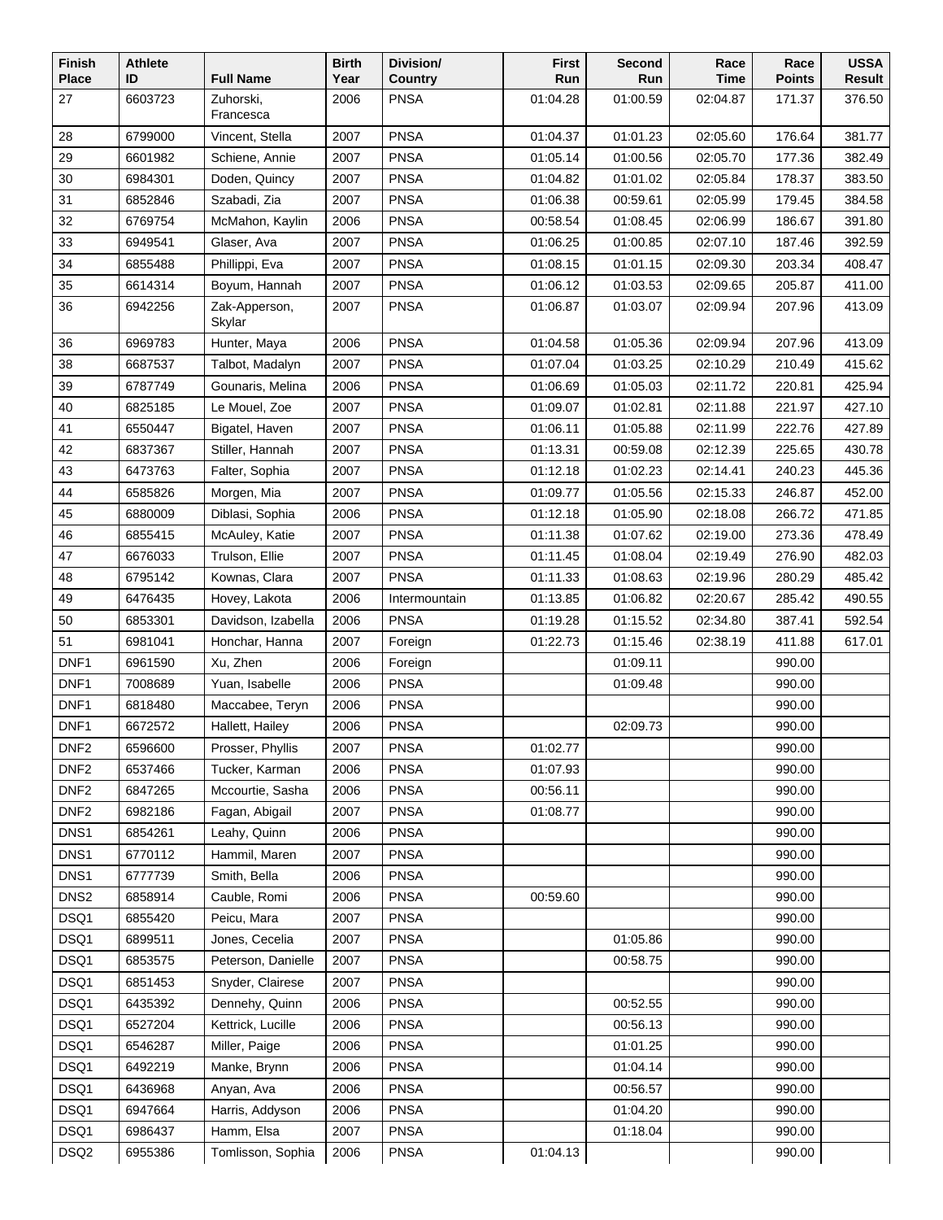| Finish Place | Athlete ID | Full Name | Birth Year | Division/ Country | First Run | Second Run | Race Time | Race Points | USSA Result |
|---|---|---|---|---|---|---|---|---|---|
| 27 | 6603723 | Zuhorski, Francesca | 2006 | PNSA | 01:04.28 | 01:00.59 | 02:04.87 | 171.37 | 376.50 |
| 28 | 6799000 | Vincent, Stella | 2007 | PNSA | 01:04.37 | 01:01.23 | 02:05.60 | 176.64 | 381.77 |
| 29 | 6601982 | Schiene, Annie | 2007 | PNSA | 01:05.14 | 01:00.56 | 02:05.70 | 177.36 | 382.49 |
| 30 | 6984301 | Doden, Quincy | 2007 | PNSA | 01:04.82 | 01:01.02 | 02:05.84 | 178.37 | 383.50 |
| 31 | 6852846 | Szabadi, Zia | 2007 | PNSA | 01:06.38 | 00:59.61 | 02:05.99 | 179.45 | 384.58 |
| 32 | 6769754 | McMahon, Kaylin | 2006 | PNSA | 00:58.54 | 01:08.45 | 02:06.99 | 186.67 | 391.80 |
| 33 | 6949541 | Glaser, Ava | 2007 | PNSA | 01:06.25 | 01:00.85 | 02:07.10 | 187.46 | 392.59 |
| 34 | 6855488 | Phillippi, Eva | 2007 | PNSA | 01:08.15 | 01:01.15 | 02:09.30 | 203.34 | 408.47 |
| 35 | 6614314 | Boyum, Hannah | 2007 | PNSA | 01:06.12 | 01:03.53 | 02:09.65 | 205.87 | 411.00 |
| 36 | 6942256 | Zak-Apperson, Skylar | 2007 | PNSA | 01:06.87 | 01:03.07 | 02:09.94 | 207.96 | 413.09 |
| 36 | 6969783 | Hunter, Maya | 2006 | PNSA | 01:04.58 | 01:05.36 | 02:09.94 | 207.96 | 413.09 |
| 38 | 6687537 | Talbot, Madalyn | 2007 | PNSA | 01:07.04 | 01:03.25 | 02:10.29 | 210.49 | 415.62 |
| 39 | 6787749 | Gounaris, Melina | 2006 | PNSA | 01:06.69 | 01:05.03 | 02:11.72 | 220.81 | 425.94 |
| 40 | 6825185 | Le Mouel, Zoe | 2007 | PNSA | 01:09.07 | 01:02.81 | 02:11.88 | 221.97 | 427.10 |
| 41 | 6550447 | Bigatel, Haven | 2007 | PNSA | 01:06.11 | 01:05.88 | 02:11.99 | 222.76 | 427.89 |
| 42 | 6837367 | Stiller, Hannah | 2007 | PNSA | 01:13.31 | 00:59.08 | 02:12.39 | 225.65 | 430.78 |
| 43 | 6473763 | Falter, Sophia | 2007 | PNSA | 01:12.18 | 01:02.23 | 02:14.41 | 240.23 | 445.36 |
| 44 | 6585826 | Morgen, Mia | 2007 | PNSA | 01:09.77 | 01:05.56 | 02:15.33 | 246.87 | 452.00 |
| 45 | 6880009 | Diblasi, Sophia | 2006 | PNSA | 01:12.18 | 01:05.90 | 02:18.08 | 266.72 | 471.85 |
| 46 | 6855415 | McAuley, Katie | 2007 | PNSA | 01:11.38 | 01:07.62 | 02:19.00 | 273.36 | 478.49 |
| 47 | 6676033 | Trulson, Ellie | 2007 | PNSA | 01:11.45 | 01:08.04 | 02:19.49 | 276.90 | 482.03 |
| 48 | 6795142 | Kownas, Clara | 2007 | PNSA | 01:11.33 | 01:08.63 | 02:19.96 | 280.29 | 485.42 |
| 49 | 6476435 | Hovey, Lakota | 2006 | Intermountain | 01:13.85 | 01:06.82 | 02:20.67 | 285.42 | 490.55 |
| 50 | 6853301 | Davidson, Izabella | 2006 | PNSA | 01:19.28 | 01:15.52 | 02:34.80 | 387.41 | 592.54 |
| 51 | 6981041 | Honchar, Hanna | 2007 | Foreign | 01:22.73 | 01:15.46 | 02:38.19 | 411.88 | 617.01 |
| DNF1 | 6961590 | Xu, Zhen | 2006 | Foreign | | 01:09.11 | | 990.00 | |
| DNF1 | 7008689 | Yuan, Isabelle | 2006 | PNSA | | 01:09.48 | | 990.00 | |
| DNF1 | 6818480 | Maccabee, Teryn | 2006 | PNSA | | | | 990.00 | |
| DNF1 | 6672572 | Hallett, Hailey | 2006 | PNSA | | 02:09.73 | | 990.00 | |
| DNF2 | 6596600 | Prosser, Phyllis | 2007 | PNSA | 01:02.77 | | | 990.00 | |
| DNF2 | 6537466 | Tucker, Karman | 2006 | PNSA | 01:07.93 | | | 990.00 | |
| DNF2 | 6847265 | Mccourtie, Sasha | 2006 | PNSA | 00:56.11 | | | 990.00 | |
| DNF2 | 6982186 | Fagan, Abigail | 2007 | PNSA | 01:08.77 | | | 990.00 | |
| DNS1 | 6854261 | Leahy, Quinn | 2006 | PNSA | | | | 990.00 | |
| DNS1 | 6770112 | Hammil, Maren | 2007 | PNSA | | | | 990.00 | |
| DNS1 | 6777739 | Smith, Bella | 2006 | PNSA | | | | 990.00 | |
| DNS2 | 6858914 | Cauble, Romi | 2006 | PNSA | 00:59.60 | | | 990.00 | |
| DSQ1 | 6855420 | Peicu, Mara | 2007 | PNSA | | | | 990.00 | |
| DSQ1 | 6899511 | Jones, Cecelia | 2007 | PNSA | | 01:05.86 | | 990.00 | |
| DSQ1 | 6853575 | Peterson, Danielle | 2007 | PNSA | | 00:58.75 | | 990.00 | |
| DSQ1 | 6851453 | Snyder, Clairese | 2007 | PNSA | | | | 990.00 | |
| DSQ1 | 6435392 | Dennehy, Quinn | 2006 | PNSA | | 00:52.55 | | 990.00 | |
| DSQ1 | 6527204 | Kettrick, Lucille | 2006 | PNSA | | 00:56.13 | | 990.00 | |
| DSQ1 | 6546287 | Miller, Paige | 2006 | PNSA | | 01:01.25 | | 990.00 | |
| DSQ1 | 6492219 | Manke, Brynn | 2006 | PNSA | | 01:04.14 | | 990.00 | |
| DSQ1 | 6436968 | Anyan, Ava | 2006 | PNSA | | 00:56.57 | | 990.00 | |
| DSQ1 | 6947664 | Harris, Addyson | 2006 | PNSA | | 01:04.20 | | 990.00 | |
| DSQ1 | 6986437 | Hamm, Elsa | 2007 | PNSA | | 01:18.04 | | 990.00 | |
| DSQ2 | 6955386 | Tomlisson, Sophia | 2006 | PNSA | 01:04.13 | | | 990.00 | |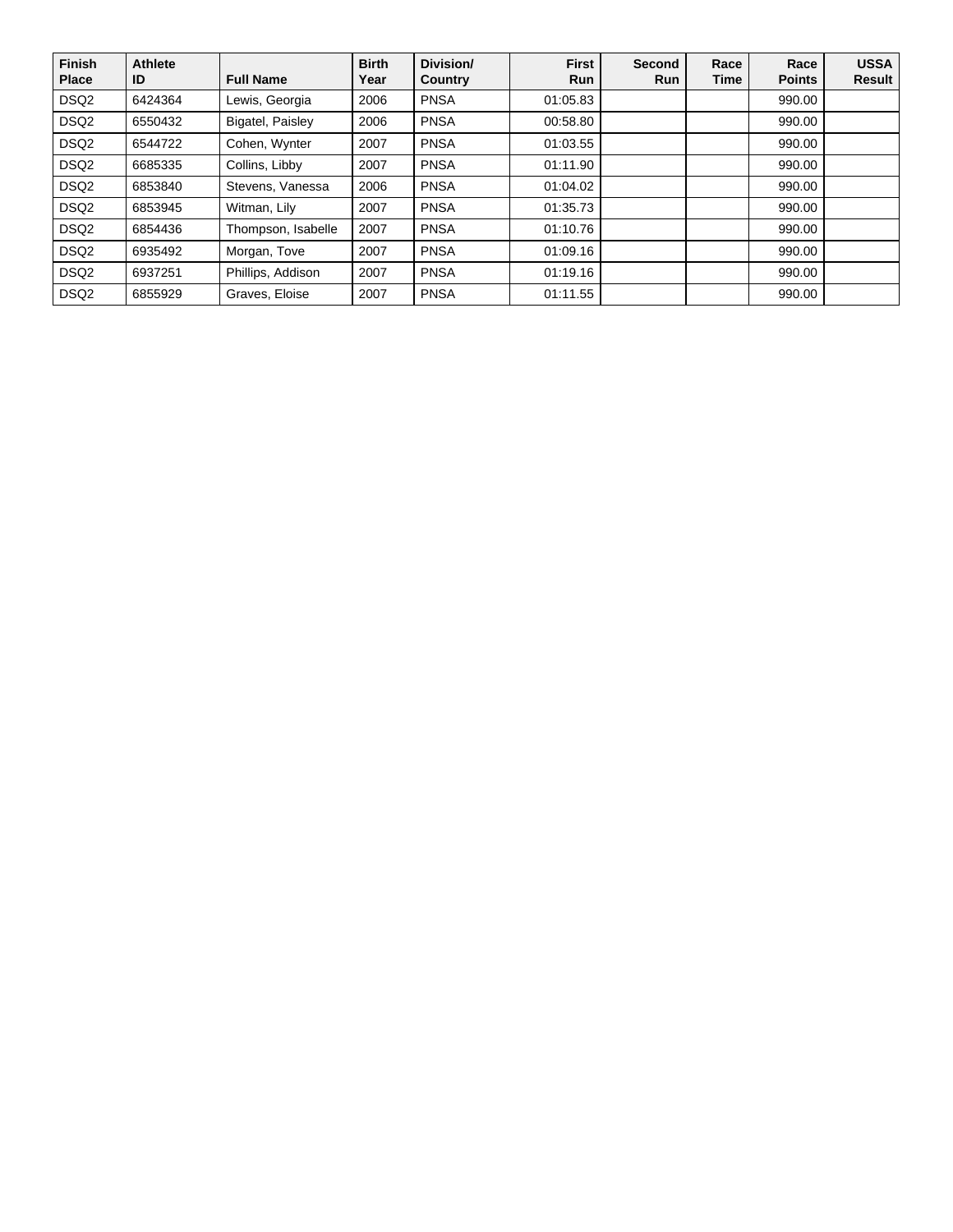| Finish Place | Athlete ID | Full Name | Birth Year | Division/ Country | First Run | Second Run | Race Time | Race Points | USSA Result |
|---|---|---|---|---|---|---|---|---|---|
| DSQ2 | 6424364 | Lewis, Georgia | 2006 | PNSA | 01:05.83 | | | 990.00 | |
| DSQ2 | 6550432 | Bigatel, Paisley | 2006 | PNSA | 00:58.80 | | | 990.00 | |
| DSQ2 | 6544722 | Cohen, Wynter | 2007 | PNSA | 01:03.55 | | | 990.00 | |
| DSQ2 | 6685335 | Collins, Libby | 2007 | PNSA | 01:11.90 | | | 990.00 | |
| DSQ2 | 6853840 | Stevens, Vanessa | 2006 | PNSA | 01:04.02 | | | 990.00 | |
| DSQ2 | 6853945 | Witman, Lily | 2007 | PNSA | 01:35.73 | | | 990.00 | |
| DSQ2 | 6854436 | Thompson, Isabelle | 2007 | PNSA | 01:10.76 | | | 990.00 | |
| DSQ2 | 6935492 | Morgan, Tove | 2007 | PNSA | 01:09.16 | | | 990.00 | |
| DSQ2 | 6937251 | Phillips, Addison | 2007 | PNSA | 01:19.16 | | | 990.00 | |
| DSQ2 | 6855929 | Graves, Eloise | 2007 | PNSA | 01:11.55 | | | 990.00 | |